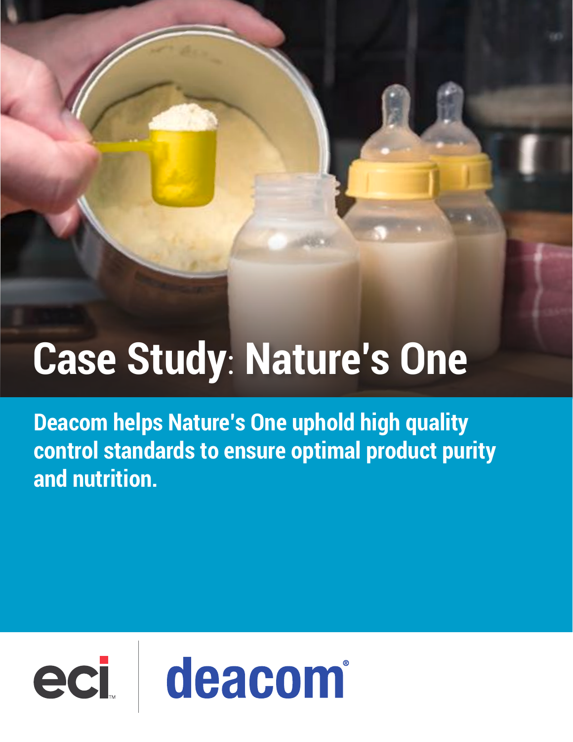# Case Study: Nature's One

**Deacom helps Nature's One uphold high quality control standards to ensure optimal product purity and nutrition.**

eci | deacom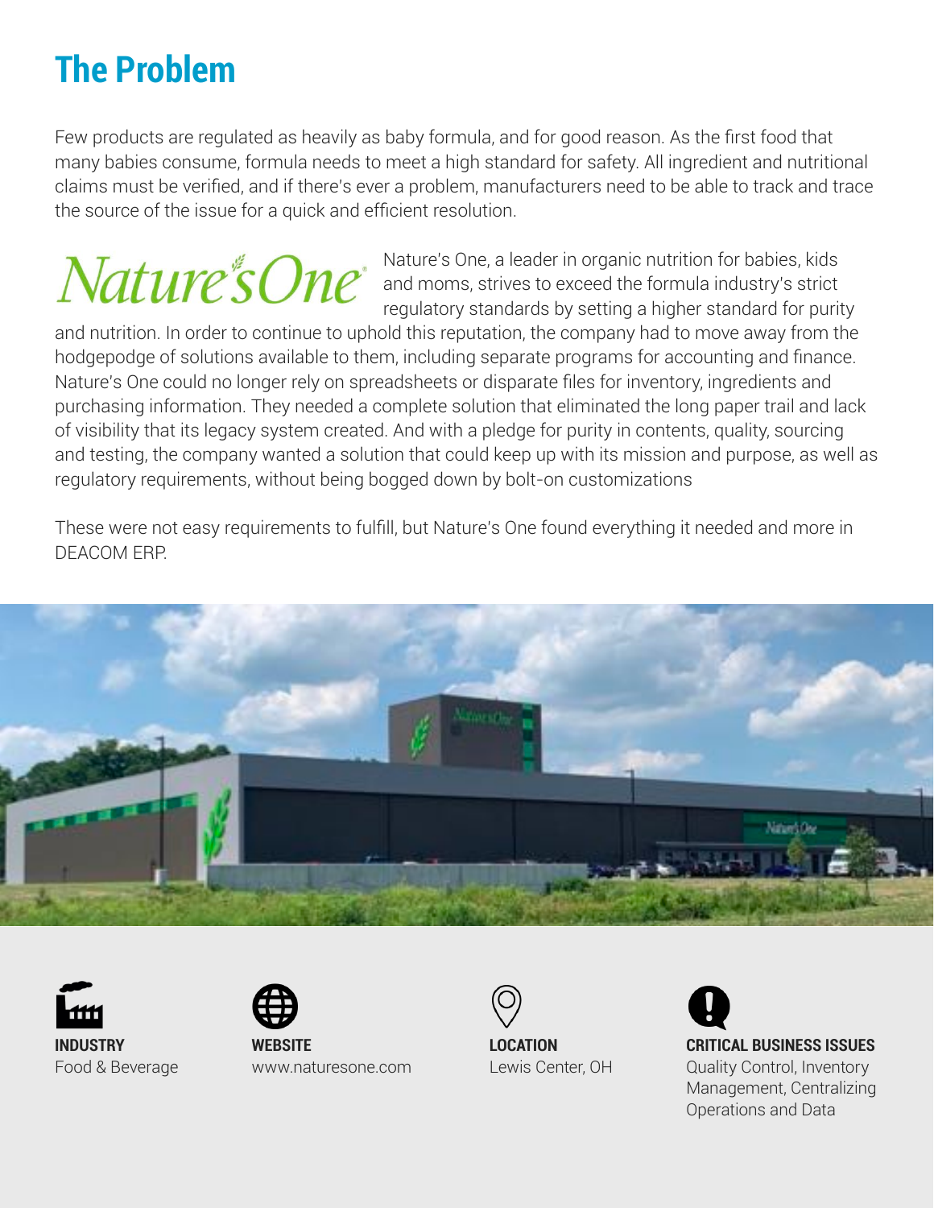## The Problem

Few products are regulated as heavily as baby formula, and for good reason. As the first food that many babies consume, formula needs to meet a high standard for safety. All ingredient and nutritional claims must be verified, and if there's ever a problem, manufacturers need to be able to track and trace the source of the issue for a quick and efficient resolution.

Nature's One, a leader in organic nutrition for babies, kids and moms, strives to exceed the formula industry's strict regulatory standards by setting a higher standard for purity and nutrition. In order to continue to uphold this reputation, the company had to move away from the hodgepodge of solutions available to them, including separate programs for accounting and finance. Nature's One could no longer rely on spreadsheets or disparate files for inventory, ingredients and purchasing information. They needed a complete solution that eliminated the long paper trail and lack of visibility that its legacy system created. And with a pledge for purity in contents, quality, sourcing and testing, the company wanted a solution that could keep up with its mission and purpose, as well as regulatory requirements, without being bogged down by bolt-on customizations

These were not easy requirements to fulfill, but Nature's One found everything it needed and more in DEACOM ERP.

**INDUSTRY**
Food & Beverage

**WEBSITE**
www.naturesone.com

**LOCATION**
Lewis Center, OH

**CRITICAL BUSINESS ISSUES**
Quality Control, Inventory Management, Centralizing Operations and Data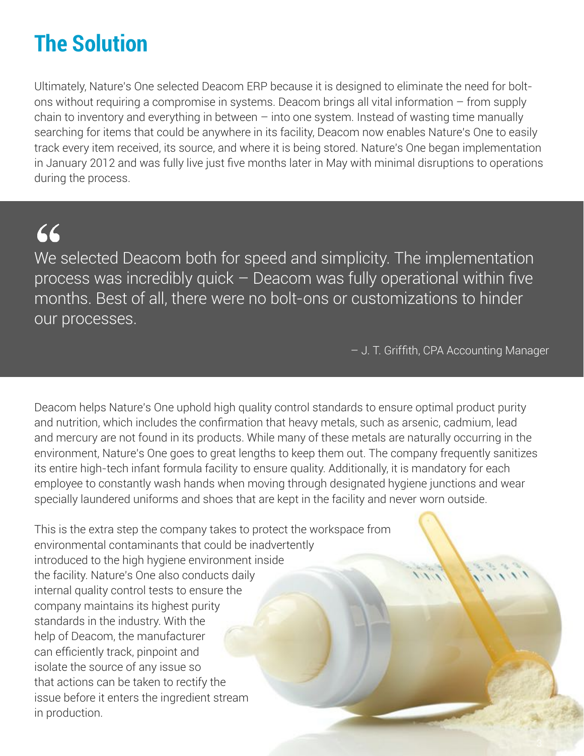# The Solution

Ultimately, Nature's One selected Deacom ERP because it is designed to eliminate the need for bolt-ons without requiring a compromise in systems. Deacom brings all vital information – from supply chain to inventory and everything in between – into one system. Instead of wasting time manually searching for items that could be anywhere in its facility, Deacom now enables Nature's One to easily track every item received, its source, and where it is being stored. Nature's One began implementation in January 2012 and was fully live just five months later in May with minimal disruptions to operations during the process.

> "We selected Deacom both for speed and simplicity. The implementation process was incredibly quick – Deacom was fully operational within five months. Best of all, there were no bolt-ons or customizations to hinder our processes.
>
> – J. T. Griffith, CPA Accounting Manager

Deacom helps Nature's One uphold high quality control standards to ensure optimal product purity and nutrition, which includes the confirmation that heavy metals, such as arsenic, cadmium, lead and mercury are not found in its products. While many of these metals are naturally occurring in the environment, Nature's One goes to great lengths to keep them out. The company frequently sanitizes its entire high-tech infant formula facility to ensure quality. Additionally, it is mandatory for each employee to constantly wash hands when moving through designated hygiene junctions and wear specially laundered uniforms and shoes that are kept in the facility and never worn outside.

This is the extra step the company takes to protect the workspace from environmental contaminants that could be inadvertently introduced to the high hygiene environment inside the facility. Nature's One also conducts daily internal quality control tests to ensure the company maintains its highest purity standards in the industry. With the help of Deacom, the manufacturer can efficiently track, pinpoint and isolate the source of any issue so that actions can be taken to rectify the issue before it enters the ingredient stream in production.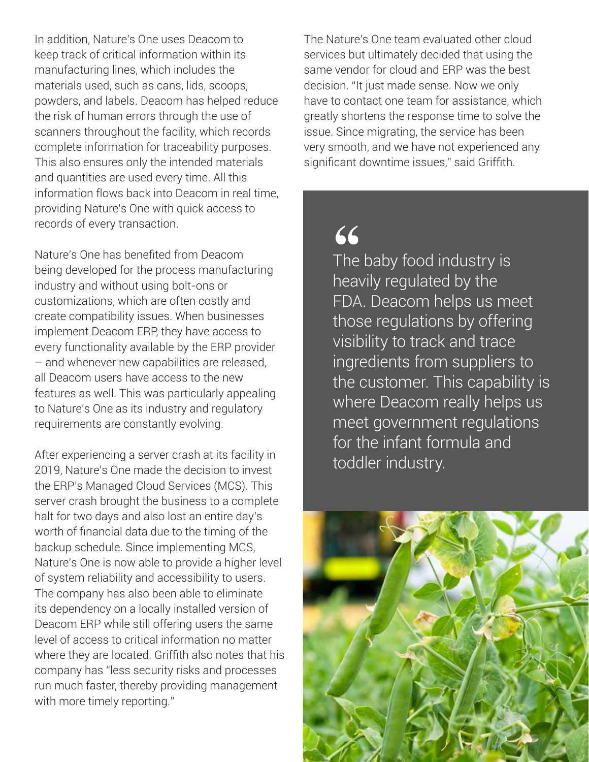In addition, Nature's One uses Deacom to keep track of critical information within its manufacturing lines, which includes the materials used, such as cans, lids, scoops, powders, and labels. Deacom has helped reduce the risk of human errors through the use of scanners throughout the facility, which records complete information for traceability purposes. This also ensures only the intended materials and quantities are used every time. All this information flows back into Deacom in real time, providing Nature's One with quick access to records of every transaction.

Nature's One has benefited from Deacom being developed for the process manufacturing industry and without using bolt-ons or customizations, which are often costly and create compatibility issues. When businesses implement Deacom ERP, they have access to every functionality available by the ERP provider – and whenever new capabilities are released, all Deacom users have access to the new features as well. This was particularly appealing to Nature's One as its industry and regulatory requirements are constantly evolving.

After experiencing a server crash at its facility in 2019, Nature's One made the decision to invest the ERP's Managed Cloud Services (MCS). This server crash brought the business to a complete halt for two days and also lost an entire day's worth of financial data due to the timing of the backup schedule. Since implementing MCS, Nature's One is now able to provide a higher level of system reliability and accessibility to users. The company has also been able to eliminate its dependency on a locally installed version of Deacom ERP while still offering users the same level of access to critical information no matter where they are located. Griffith also notes that his company has "less security risks and processes run much faster, thereby providing management with more timely reporting."

The Nature's One team evaluated other cloud services but ultimately decided that using the same vendor for cloud and ERP was the best decision. "It just made sense. Now we only have to contact one team for assistance, which greatly shortens the response time to solve the issue. Since migrating, the service has been very smooth, and we have not experienced any significant downtime issues," said Griffith.

> "
> The baby food industry is heavily regulated by the FDA. Deacom helps us meet those regulations by offering visibility to track and trace ingredients from suppliers to the customer. This capability is where Deacom really helps us meet government regulations for the infant formula and toddler industry.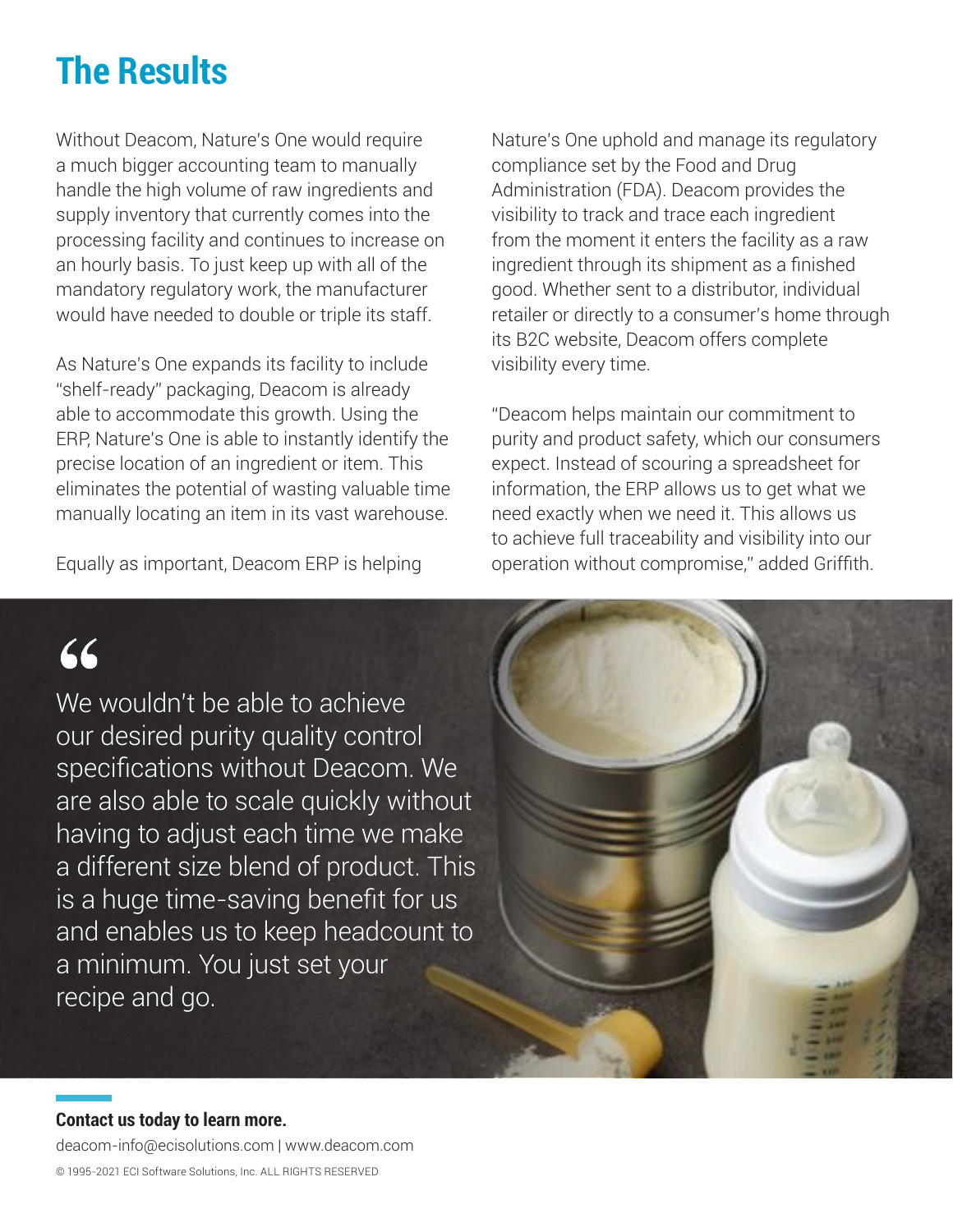# The Results

Without Deacom, Nature's One would require a much bigger accounting team to manually handle the high volume of raw ingredients and supply inventory that currently comes into the processing facility and continues to increase on an hourly basis. To just keep up with all of the mandatory regulatory work, the manufacturer would have needed to double or triple its staff.

As Nature's One expands its facility to include "shelf-ready" packaging, Deacom is already able to accommodate this growth. Using the ERP, Nature's One is able to instantly identify the precise location of an ingredient or item. This eliminates the potential of wasting valuable time manually locating an item in its vast warehouse.

Equally as important, Deacom ERP is helping Nature's One uphold and manage its regulatory compliance set by the Food and Drug Administration (FDA). Deacom provides the visibility to track and trace each ingredient from the moment it enters the facility as a raw ingredient through its shipment as a finished good. Whether sent to a distributor, individual retailer or directly to a consumer's home through its B2C website, Deacom offers complete visibility every time.

"Deacom helps maintain our commitment to purity and product safety, which our consumers expect. Instead of scouring a spreadsheet for information, the ERP allows us to get what we need exactly when we need it. This allows us to achieve full traceability and visibility into our operation without compromise," added Griffith.

> "We wouldn't be able to achieve our desired purity quality control specifications without Deacom. We are also able to scale quickly without having to adjust each time we make a different size blend of product. This is a huge time-saving benefit for us and enables us to keep headcount to a minimum. You just set your recipe and go.

**Contact us today to learn more.**

deacom-info@ecisolutions.com | www.deacom.com

© 1995-2021 ECI Software Solutions, Inc. ALL RIGHTS RESERVED